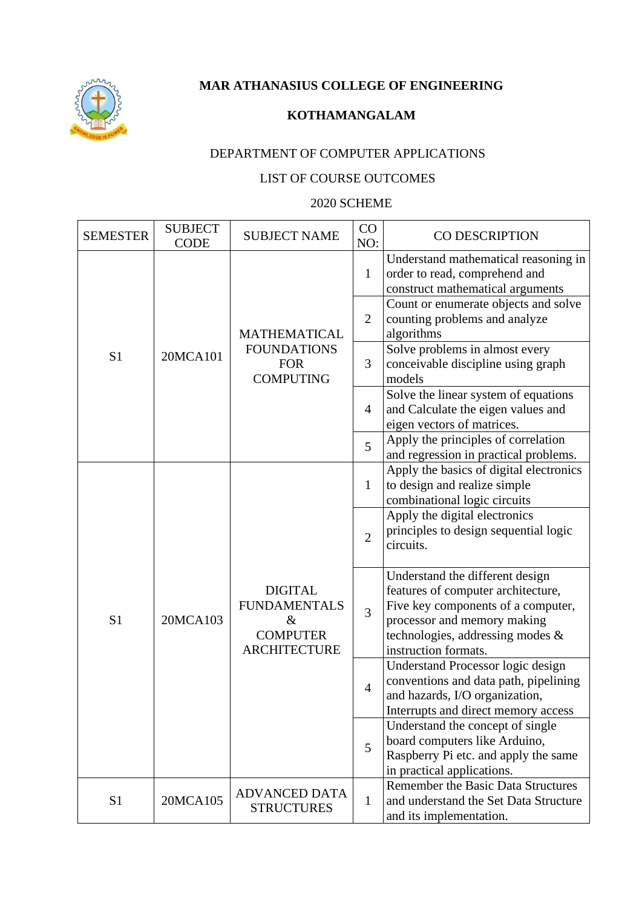# MAR ATHANASIUS COLLEGE OF ENGINEERING

## KOTHAMANGALAM

DEPARTMENT OF COMPUTER APPLICATIONS

LIST OF COURSE OUTCOMES

2020 SCHEME

| SEMESTER | SUBJECT CODE | SUBJECT NAME | CO NO: | CO DESCRIPTION |
|---|---|---|---|---|
| S1 | 20MCA101 | MATHEMATICAL FOUNDATIONS FOR COMPUTING | 1 | Understand mathematical reasoning in order to read, comprehend and construct mathematical arguments |
| | | | 2 | Count or enumerate objects and solve counting problems and analyze algorithms |
| | | | 3 | Solve problems in almost every conceivable discipline using graph models |
| | | | 4 | Solve the linear system of equations and Calculate the eigen values and eigen vectors of matrices. |
| | | | 5 | Apply the principles of correlation and regression in practical problems. |
| S1 | 20MCA103 | DIGITAL FUNDAMENTALS & COMPUTER ARCHITECTURE | 1 | Apply the basics of digital electronics to design and realize simple combinational logic circuits |
| | | | 2 | Apply the digital electronics principles to design sequential logic circuits. |
| | | | 3 | Understand the different design features of computer architecture, Five key components of a computer, processor and memory making technologies, addressing modes & instruction formats. |
| | | | 4 | Understand Processor logic design conventions and data path, pipelining and hazards, I/O organization, Interrupts and direct memory access |
| | | | 5 | Understand the concept of single board computers like Arduino, Raspberry Pi etc. and apply the same in practical applications. |
| S1 | 20MCA105 | ADVANCED DATA STRUCTURES | 1 | Remember the Basic Data Structures and understand the Set Data Structure and its implementation. |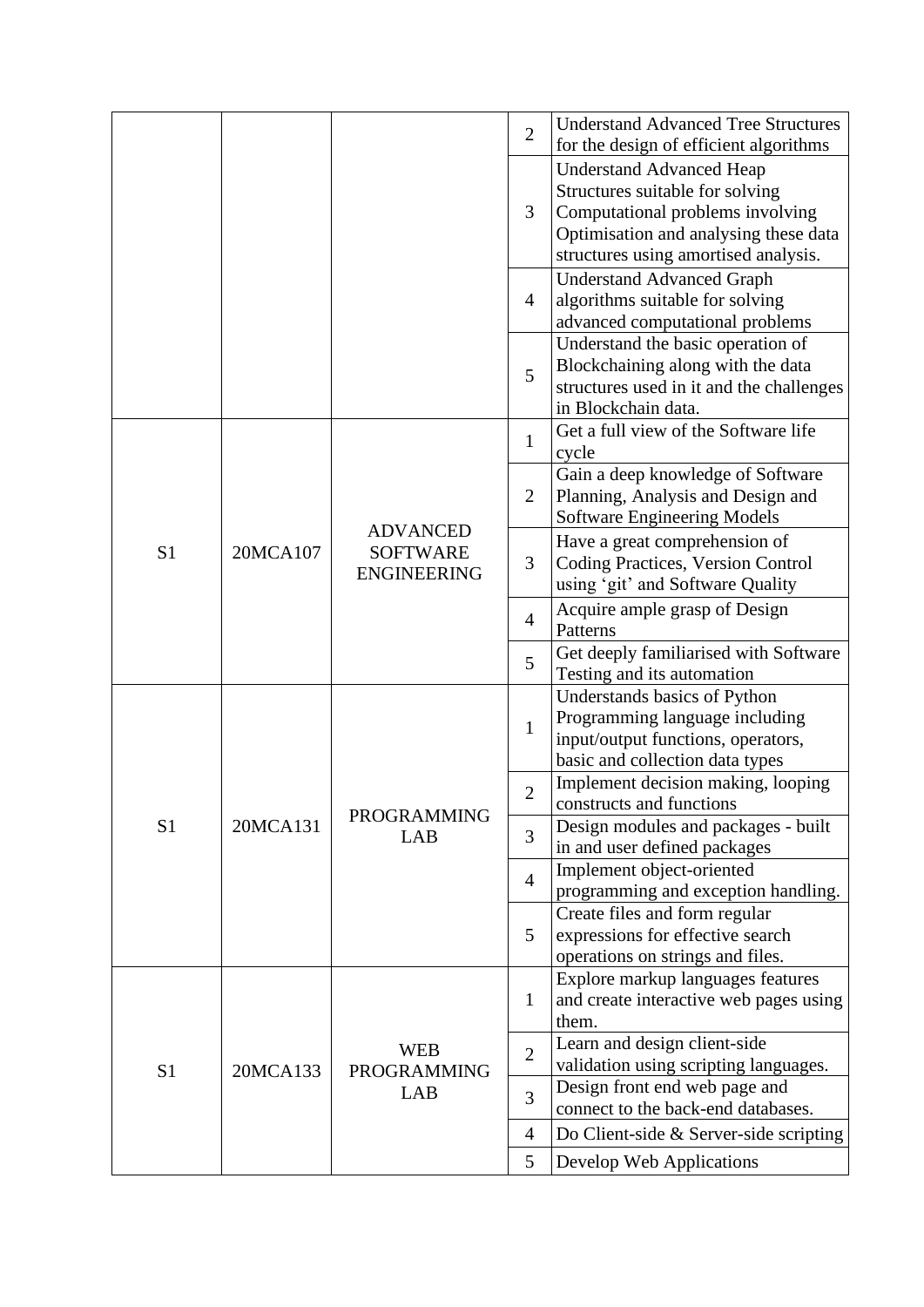| | | | | |
|---|---|---|---|---|
| | | | 2 | Understand Advanced Tree Structures for the design of efficient algorithms |
| | | | 3 | Understand Advanced Heap Structures suitable for solving Computational problems involving Optimisation and analysing these data structures using amortised analysis. |
| | | | 4 | Understand Advanced Graph algorithms suitable for solving advanced computational problems |
| | | | 5 | Understand the basic operation of Blockchaining along with the data structures used in it and the challenges in Blockchain data. |
| S1 | 20MCA107 | ADVANCED SOFTWARE ENGINEERING | 1 | Get a full view of the Software life cycle |
| | | | 2 | Gain a deep knowledge of Software Planning, Analysis and Design and Software Engineering Models |
| | | | 3 | Have a great comprehension of Coding Practices, Version Control using 'git' and Software Quality |
| | | | 4 | Acquire ample grasp of Design Patterns |
| | | | 5 | Get deeply familiarised with Software Testing and its automation |
| S1 | 20MCA131 | PROGRAMMING LAB | 1 | Understands basics of Python Programming language including input/output functions, operators, basic and collection data types |
| | | | 2 | Implement decision making, looping constructs and functions |
| | | | 3 | Design modules and packages - built in and user defined packages |
| | | | 4 | Implement object-oriented programming and exception handling. |
| | | | 5 | Create files and form regular expressions for effective search operations on strings and files. |
| S1 | 20MCA133 | WEB PROGRAMMING LAB | 1 | Explore markup languages features and create interactive web pages using them. |
| | | | 2 | Learn and design client-side validation using scripting languages. |
| | | | 3 | Design front end web page and connect to the back-end databases. |
| | | | 4 | Do Client-side & Server-side scripting |
| | | | 5 | Develop Web Applications |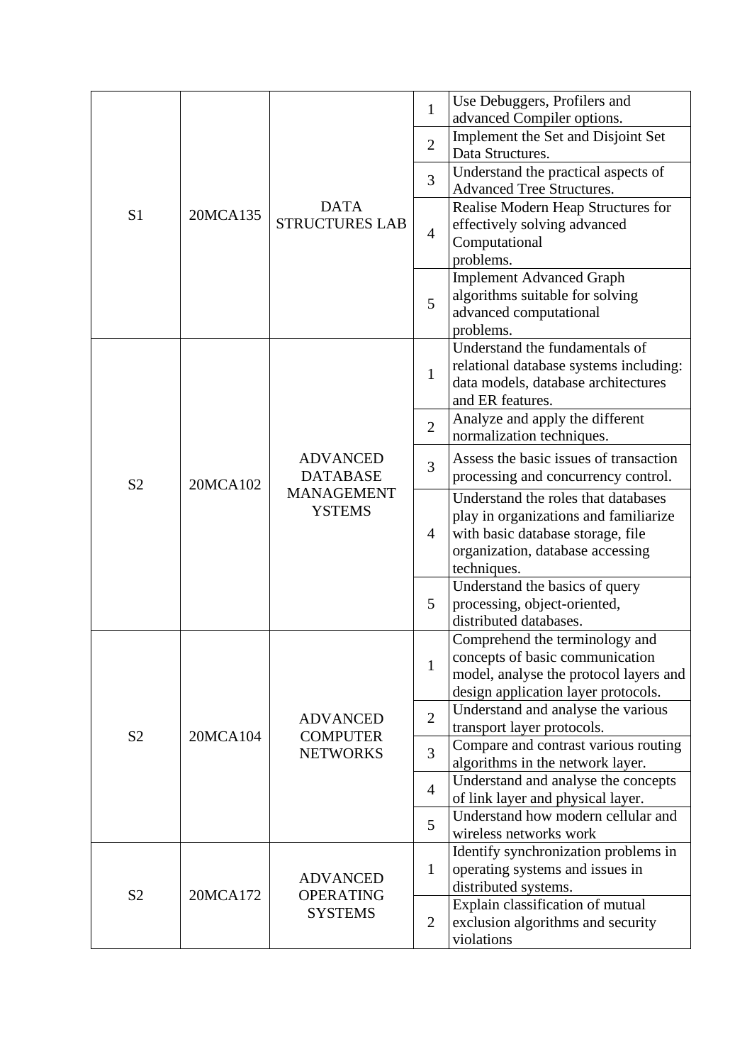| | | | | |
|---|---|---|---|---|
| S1 | 20MCA135 | DATA STRUCTURES LAB | 1 | Use Debuggers, Profilers and advanced Compiler options. |
| | | | 2 | Implement the Set and Disjoint Set Data Structures. |
| | | | 3 | Understand the practical aspects of Advanced Tree Structures. |
| | | | 4 | Realise Modern Heap Structures for effectively solving advanced Computational problems. |
| | | | 5 | Implement Advanced Graph algorithms suitable for solving advanced computational problems. |
| S2 | 20MCA102 | ADVANCED DATABASE MANAGEMENT YSTEMS | 1 | Understand the fundamentals of relational database systems including: data models, database architectures and ER features. |
| | | | 2 | Analyze and apply the different normalization techniques. |
| | | | 3 | Assess the basic issues of transaction processing and concurrency control. |
| | | | 4 | Understand the roles that databases play in organizations and familiarize with basic database storage, file organization, database accessing techniques. |
| | | | 5 | Understand the basics of query processing, object-oriented, distributed databases. |
| S2 | 20MCA104 | ADVANCED COMPUTER NETWORKS | 1 | Comprehend the terminology and concepts of basic communication model, analyse the protocol layers and design application layer protocols. |
| | | | 2 | Understand and analyse the various transport layer protocols. |
| | | | 3 | Compare and contrast various routing algorithms in the network layer. |
| | | | 4 | Understand and analyse the concepts of link layer and physical layer. |
| | | | 5 | Understand how modern cellular and wireless networks work |
| S2 | 20MCA172 | ADVANCED OPERATING SYSTEMS | 1 | Identify synchronization problems in operating systems and issues in distributed systems. |
| | | | 2 | Explain classification of mutual exclusion algorithms and security violations |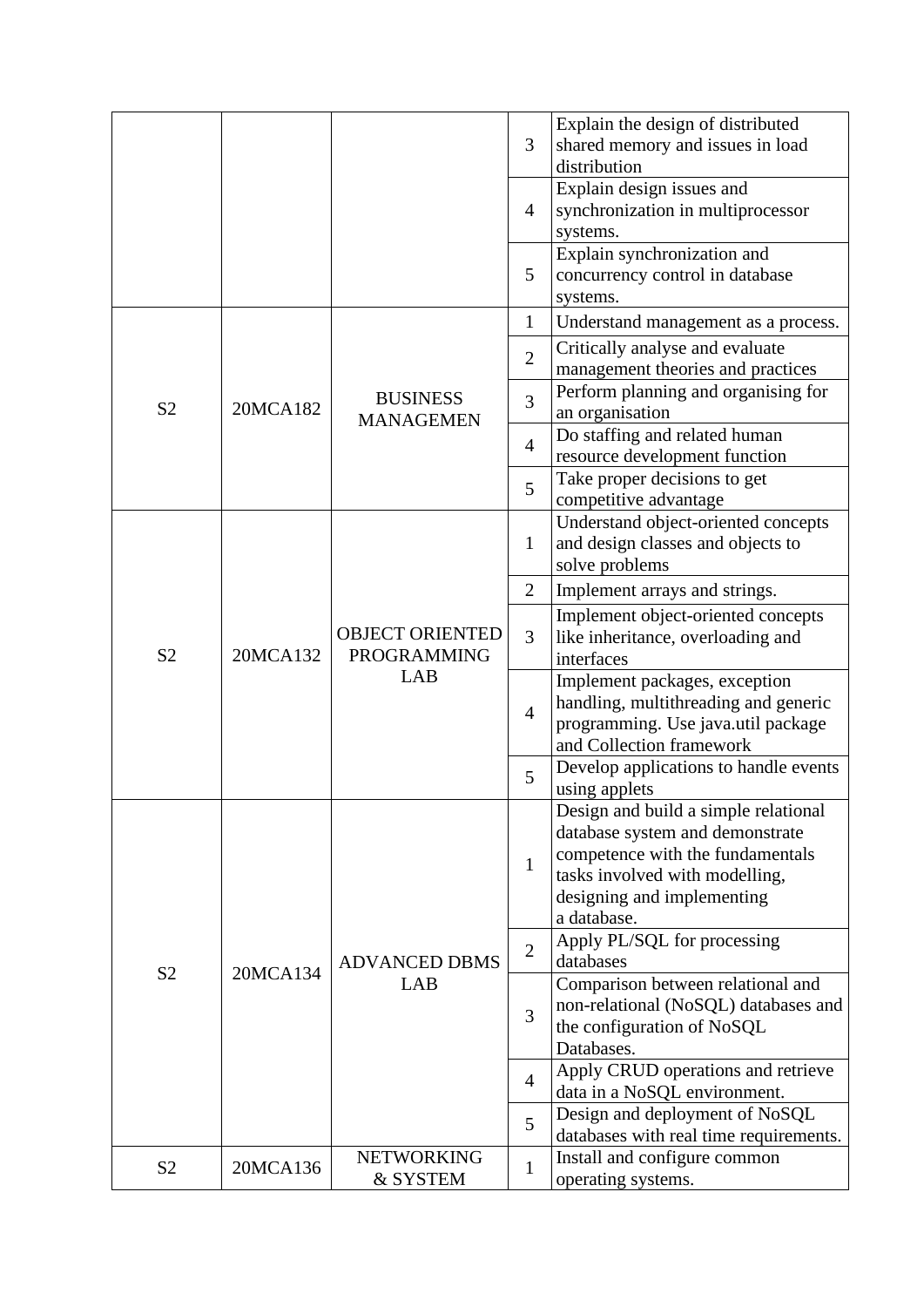| | | | | |
|---|---|---|---|---|
| | | | 3 | Explain the design of distributed shared memory and issues in load distribution |
| | | | 4 | Explain design issues and synchronization in multiprocessor systems. |
| | | | 5 | Explain synchronization and concurrency control in database systems. |
| S2 | 20MCA182 | BUSINESS MANAGEMEN | 1 | Understand management as a process. |
| | | | 2 | Critically analyse and evaluate management theories and practices |
| | | | 3 | Perform planning and organising for an organisation |
| | | | 4 | Do staffing and related human resource development function |
| | | | 5 | Take proper decisions to get competitive advantage |
| S2 | 20MCA132 | OBJECT ORIENTED PROGRAMMING LAB | 1 | Understand object-oriented concepts and design classes and objects to solve problems |
| | | | 2 | Implement arrays and strings. |
| | | | 3 | Implement object-oriented concepts like inheritance, overloading and interfaces |
| | | | 4 | Implement packages, exception handling, multithreading and generic programming. Use java.util package and Collection framework |
| | | | 5 | Develop applications to handle events using applets |
| S2 | 20MCA134 | ADVANCED DBMS LAB | 1 | Design and build a simple relational database system and demonstrate competence with the fundamentals tasks involved with modelling, designing and implementing a database. |
| | | | 2 | Apply PL/SQL for processing databases |
| | | | 3 | Comparison between relational and non-relational (NoSQL) databases and the configuration of NoSQL Databases. |
| | | | 4 | Apply CRUD operations and retrieve data in a NoSQL environment. |
| | | | 5 | Design and deployment of NoSQL databases with real time requirements. |
| S2 | 20MCA136 | NETWORKING & SYSTEM | 1 | Install and configure common operating systems. |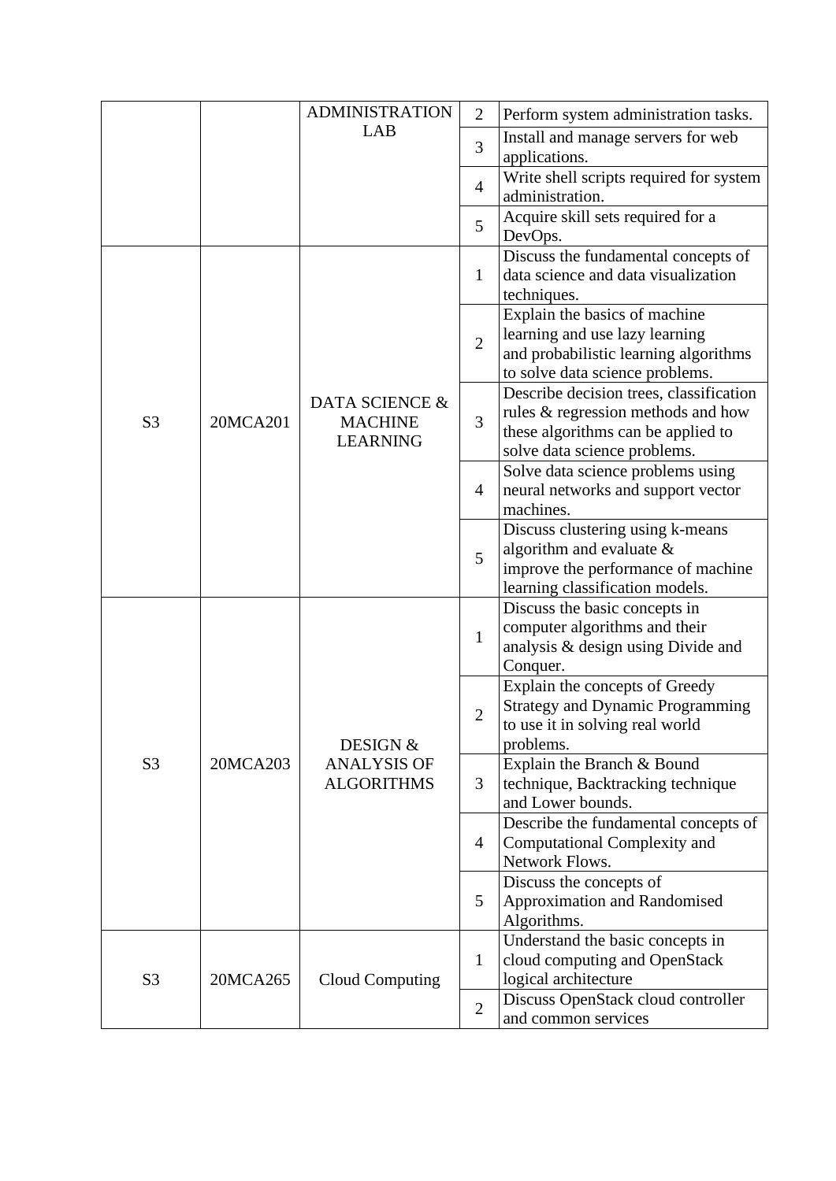| | | | | |
|---|---|---|---|---|
| | | ADMINISTRATION LAB | 2 | Perform system administration tasks. |
| | | | 3 | Install and manage servers for web applications. |
| | | | 4 | Write shell scripts required for system administration. |
| | | | 5 | Acquire skill sets required for a DevOps. |
| S3 | 20MCA201 | DATA SCIENCE & MACHINE LEARNING | 1 | Discuss the fundamental concepts of data science and data visualization techniques. |
| | | | 2 | Explain the basics of machine learning and use lazy learning and probabilistic learning algorithms to solve data science problems. |
| | | | 3 | Describe decision trees, classification rules & regression methods and how these algorithms can be applied to solve data science problems. |
| | | | 4 | Solve data science problems using neural networks and support vector machines. |
| | | | 5 | Discuss clustering using k-means algorithm and evaluate & improve the performance of machine learning classification models. |
| S3 | 20MCA203 | DESIGN & ANALYSIS OF ALGORITHMS | 1 | Discuss the basic concepts in computer algorithms and their analysis & design using Divide and Conquer. |
| | | | 2 | Explain the concepts of Greedy Strategy and Dynamic Programming to use it in solving real world problems. |
| | | | 3 | Explain the Branch & Bound technique, Backtracking technique and Lower bounds. |
| | | | 4 | Describe the fundamental concepts of Computational Complexity and Network Flows. |
| | | | 5 | Discuss the concepts of Approximation and Randomised Algorithms. |
| S3 | 20MCA265 | Cloud Computing | 1 | Understand the basic concepts in cloud computing and OpenStack logical architecture |
| | | | 2 | Discuss OpenStack cloud controller and common services |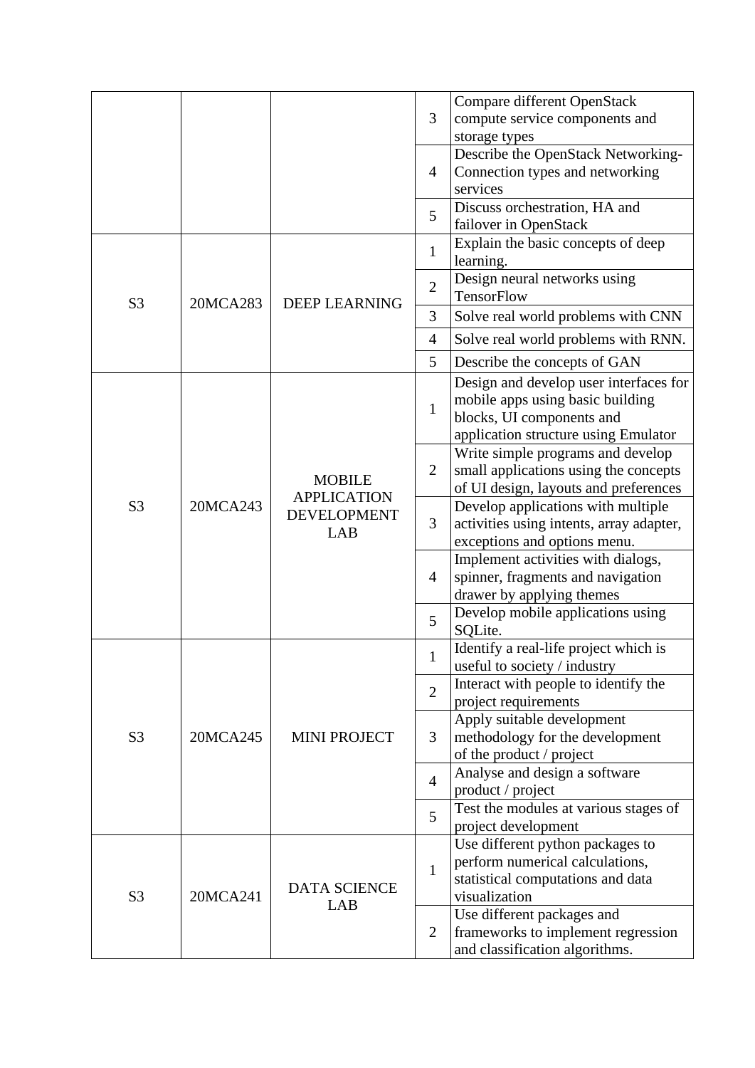| | | | | |
|---|---|---|---|---|
| | | | 3 | Compare different OpenStack compute service components and storage types |
| | | | 4 | Describe the OpenStack Networking-Connection types and networking services |
| | | | 5 | Discuss orchestration, HA and failover in OpenStack |
| S3 | 20MCA283 | DEEP LEARNING | 1 | Explain the basic concepts of deep learning. |
| | | | 2 | Design neural networks using TensorFlow |
| | | | 3 | Solve real world problems with CNN |
| | | | 4 | Solve real world problems with RNN. |
| | | | 5 | Describe the concepts of GAN |
| S3 | 20MCA243 | MOBILE APPLICATION DEVELOPMENT LAB | 1 | Design and develop user interfaces for mobile apps using basic building blocks, UI components and application structure using Emulator |
| | | | 2 | Write simple programs and develop small applications using the concepts of UI design, layouts and preferences |
| | | | 3 | Develop applications with multiple activities using intents, array adapter, exceptions and options menu. |
| | | | 4 | Implement activities with dialogs, spinner, fragments and navigation drawer by applying themes |
| | | | 5 | Develop mobile applications using SQLite. |
| S3 | 20MCA245 | MINI PROJECT | 1 | Identify a real-life project which is useful to society / industry |
| | | | 2 | Interact with people to identify the project requirements |
| | | | 3 | Apply suitable development methodology for the development of the product / project |
| | | | 4 | Analyse and design a software product / project |
| | | | 5 | Test the modules at various stages of project development |
| S3 | 20MCA241 | DATA SCIENCE LAB | 1 | Use different python packages to perform numerical calculations, statistical computations and data visualization |
| | | | 2 | Use different packages and frameworks to implement regression and classification algorithms. |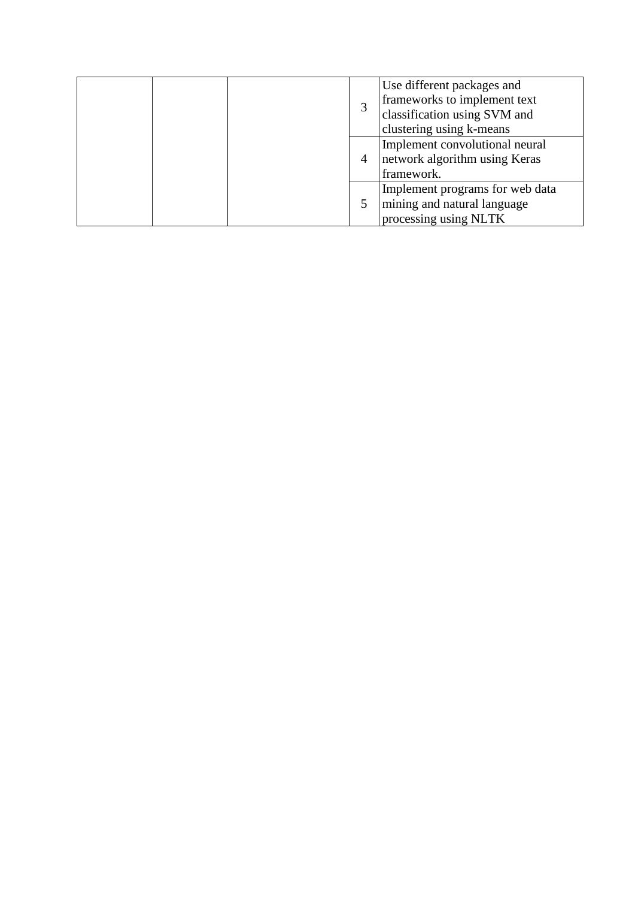| | | | | |
|---|---|---|---|---|
| | | | 3 | Use different packages and frameworks to implement text classification using SVM and clustering using k-means |
| | | | 4 | Implement convolutional neural network algorithm using Keras framework. |
| | | | 5 | Implement programs for web data mining and natural language processing using NLTK |